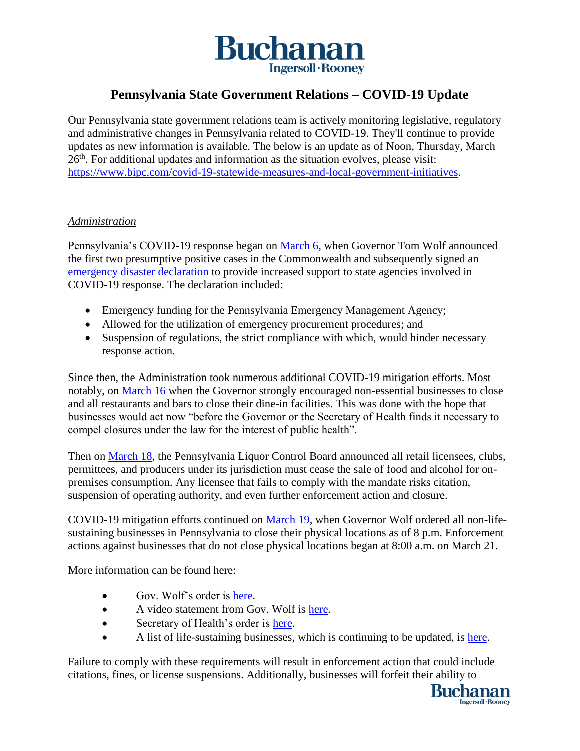# Pennsylvania State Government Relations – COVID-19 Update

Our Pennsylvania state government relations team is actively monitoring legislative, regulatory and administrative changes in Pennsylvania related to COVID-19. They'll continue to provide updates as new information is available. The below is an update as of Noon, Thursday, March 26th. For additional updates and information as the situation evolves, please visit: https://www.bipc.com/covid-19-statewide-measures-and-local-government-initiatives.

---

*Administration*

Pennsylvania's COVID-19 response began on March 6, when Governor Tom Wolf announced the first two presumptive positive cases in the Commonwealth and subsequently signed an emergency disaster declaration to provide increased support to state agencies involved in COVID-19 response. The declaration included:

- Emergency funding for the Pennsylvania Emergency Management Agency;
- Allowed for the utilization of emergency procurement procedures; and
- Suspension of regulations, the strict compliance with which, would hinder necessary response action.

Since then, the Administration took numerous additional COVID-19 mitigation efforts. Most notably, on March 16 when the Governor strongly encouraged non-essential businesses to close and all restaurants and bars to close their dine-in facilities. This was done with the hope that businesses would act now "before the Governor or the Secretary of Health finds it necessary to compel closures under the law for the interest of public health".

Then on March 18, the Pennsylvania Liquor Control Board announced all retail licensees, clubs, permittees, and producers under its jurisdiction must cease the sale of food and alcohol for on-premises consumption. Any licensee that fails to comply with the mandate risks citation, suspension of operating authority, and even further enforcement action and closure.

COVID-19 mitigation efforts continued on March 19, when Governor Wolf ordered all non-life-sustaining businesses in Pennsylvania to close their physical locations as of 8 p.m. Enforcement actions against businesses that do not close physical locations began at 8:00 a.m. on March 21.

More information can be found here:

- Gov. Wolf's order is here.
- A video statement from Gov. Wolf is here.
- Secretary of Health's order is here.
- A list of life-sustaining businesses, which is continuing to be updated, is here.

Failure to comply with these requirements will result in enforcement action that could include citations, fines, or license suspensions. Additionally, businesses will forfeit their ability to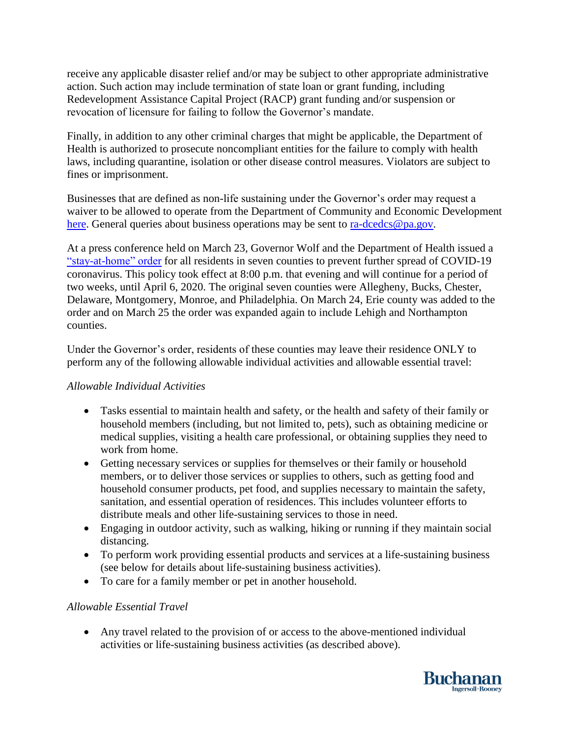receive any applicable disaster relief and/or may be subject to other appropriate administrative action. Such action may include termination of state loan or grant funding, including Redevelopment Assistance Capital Project (RACP) grant funding and/or suspension or revocation of licensure for failing to follow the Governor's mandate.

Finally, in addition to any other criminal charges that might be applicable, the Department of Health is authorized to prosecute noncompliant entities for the failure to comply with health laws, including quarantine, isolation or other disease control measures. Violators are subject to fines or imprisonment.

Businesses that are defined as non-life sustaining under the Governor's order may request a waiver to be allowed to operate from the Department of Community and Economic Development here. General queries about business operations may be sent to ra-dcedcs@pa.gov.

At a press conference held on March 23, Governor Wolf and the Department of Health issued a "stay-at-home" order for all residents in seven counties to prevent further spread of COVID-19 coronavirus. This policy took effect at 8:00 p.m. that evening and will continue for a period of two weeks, until April 6, 2020. The original seven counties were Allegheny, Bucks, Chester, Delaware, Montgomery, Monroe, and Philadelphia. On March 24, Erie county was added to the order and on March 25 the order was expanded again to include Lehigh and Northampton counties.

Under the Governor's order, residents of these counties may leave their residence ONLY to perform any of the following allowable individual activities and allowable essential travel:

*Allowable Individual Activities*

- Tasks essential to maintain health and safety, or the health and safety of their family or household members (including, but not limited to, pets), such as obtaining medicine or medical supplies, visiting a health care professional, or obtaining supplies they need to work from home.
- Getting necessary services or supplies for themselves or their family or household members, or to deliver those services or supplies to others, such as getting food and household consumer products, pet food, and supplies necessary to maintain the safety, sanitation, and essential operation of residences. This includes volunteer efforts to distribute meals and other life-sustaining services to those in need.
- Engaging in outdoor activity, such as walking, hiking or running if they maintain social distancing.
- To perform work providing essential products and services at a life-sustaining business (see below for details about life-sustaining business activities).
- To care for a family member or pet in another household.

*Allowable Essential Travel*

- Any travel related to the provision of or access to the above-mentioned individual activities or life-sustaining business activities (as described above).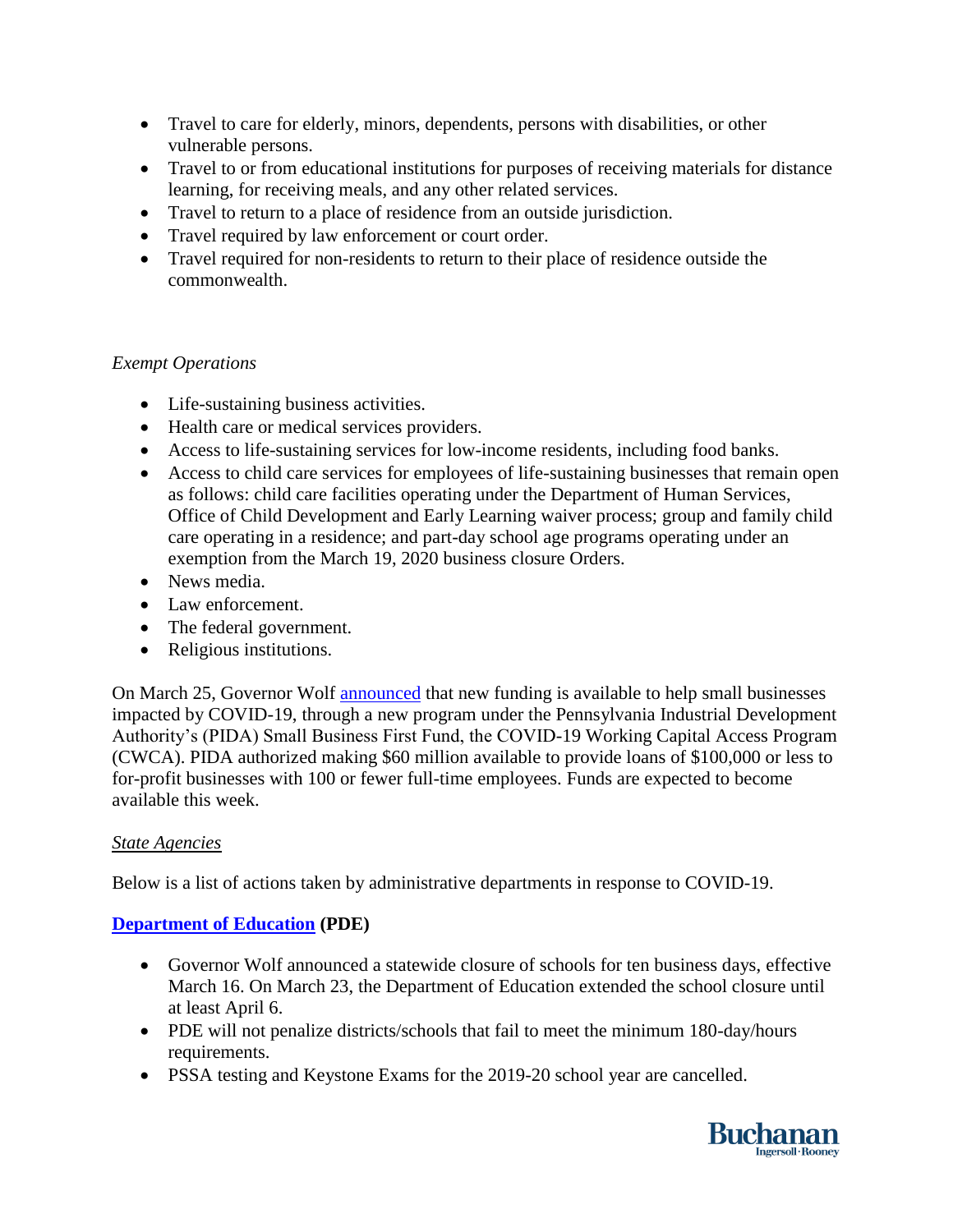- Travel to care for elderly, minors, dependents, persons with disabilities, or other vulnerable persons.
- Travel to or from educational institutions for purposes of receiving materials for distance learning, for receiving meals, and any other related services.
- Travel to return to a place of residence from an outside jurisdiction.
- Travel required by law enforcement or court order.
- Travel required for non-residents to return to their place of residence outside the commonwealth.

*Exempt Operations*

- Life-sustaining business activities.
- Health care or medical services providers.
- Access to life-sustaining services for low-income residents, including food banks.
- Access to child care services for employees of life-sustaining businesses that remain open as follows: child care facilities operating under the Department of Human Services, Office of Child Development and Early Learning waiver process; group and family child care operating in a residence; and part-day school age programs operating under an exemption from the March 19, 2020 business closure Orders.
- News media.
- Law enforcement.
- The federal government.
- Religious institutions.

On March 25, Governor Wolf announced that new funding is available to help small businesses impacted by COVID-19, through a new program under the Pennsylvania Industrial Development Authority's (PIDA) Small Business First Fund, the COVID-19 Working Capital Access Program (CWCA). PIDA authorized making $60 million available to provide loans of $100,000 or less to for-profit businesses with 100 or fewer full-time employees. Funds are expected to become available this week.

*State Agencies*

Below is a list of actions taken by administrative departments in response to COVID-19.

**Department of Education (PDE)**

- Governor Wolf announced a statewide closure of schools for ten business days, effective March 16. On March 23, the Department of Education extended the school closure until at least April 6.
- PDE will not penalize districts/schools that fail to meet the minimum 180-day/hours requirements.
- PSSA testing and Keystone Exams for the 2019-20 school year are cancelled.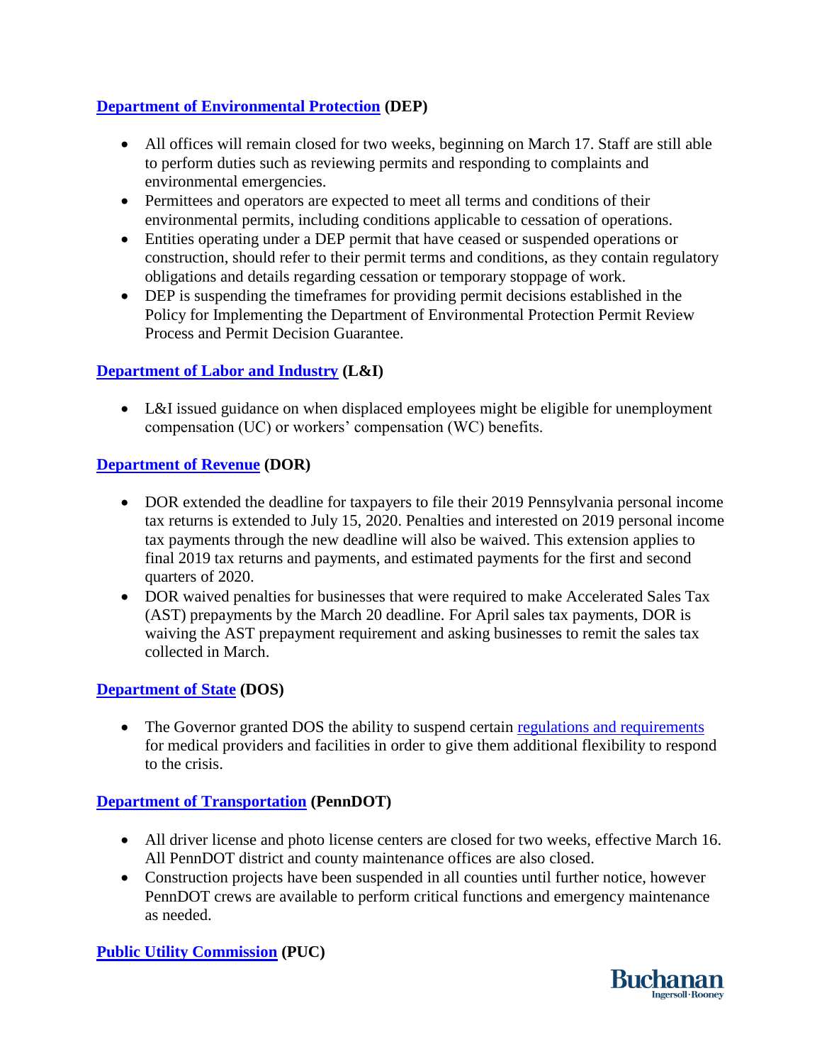**[Department of Environmental Protection](#) (DEP)**

- All offices will remain closed for two weeks, beginning on March 17. Staff are still able to perform duties such as reviewing permits and responding to complaints and environmental emergencies.
- Permittees and operators are expected to meet all terms and conditions of their environmental permits, including conditions applicable to cessation of operations.
- Entities operating under a DEP permit that have ceased or suspended operations or construction, should refer to their permit terms and conditions, as they contain regulatory obligations and details regarding cessation or temporary stoppage of work.
- DEP is suspending the timeframes for providing permit decisions established in the Policy for Implementing the Department of Environmental Protection Permit Review Process and Permit Decision Guarantee.

**[Department of Labor and Industry](#) (L&I)**

- L&I issued guidance on when displaced employees might be eligible for unemployment compensation (UC) or workers' compensation (WC) benefits.

**[Department of Revenue](#) (DOR)**

- DOR extended the deadline for taxpayers to file their 2019 Pennsylvania personal income tax returns is extended to July 15, 2020. Penalties and interested on 2019 personal income tax payments through the new deadline will also be waived. This extension applies to final 2019 tax returns and payments, and estimated payments for the first and second quarters of 2020.
- DOR waived penalties for businesses that were required to make Accelerated Sales Tax (AST) prepayments by the March 20 deadline. For April sales tax payments, DOR is waiving the AST prepayment requirement and asking businesses to remit the sales tax collected in March.

**[Department of State](#) (DOS)**

- The Governor granted DOS the ability to suspend certain [regulations and requirements](#) for medical providers and facilities in order to give them additional flexibility to respond to the crisis.

**[Department of Transportation](#) (PennDOT)**

- All driver license and photo license centers are closed for two weeks, effective March 16. All PennDOT district and county maintenance offices are also closed.
- Construction projects have been suspended in all counties until further notice, however PennDOT crews are available to perform critical functions and emergency maintenance as needed.

**[Public Utility Commission](#) (PUC)**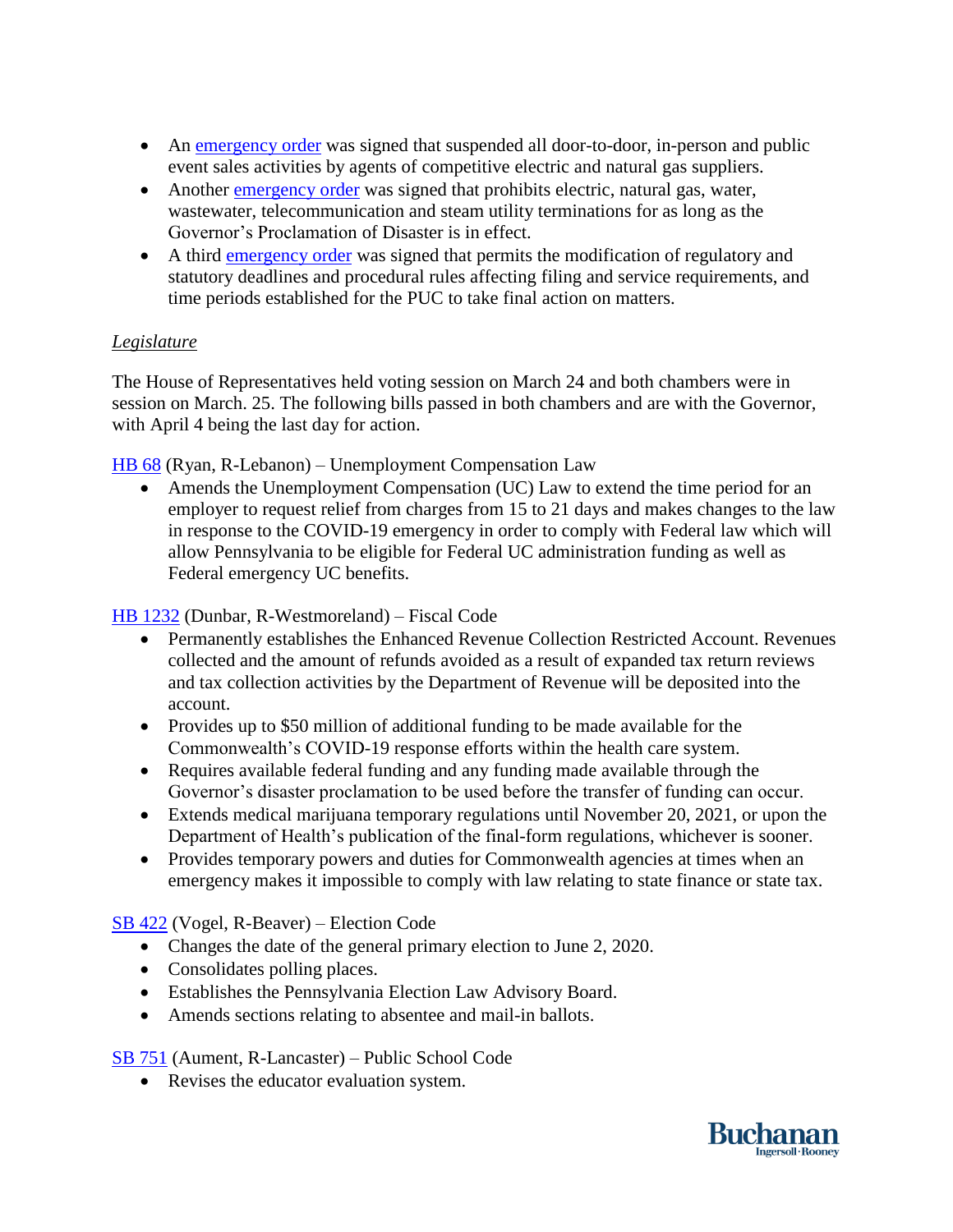- An [emergency order](#) was signed that suspended all door-to-door, in-person and public event sales activities by agents of competitive electric and natural gas suppliers.
- Another [emergency order](#) was signed that prohibits electric, natural gas, water, wastewater, telecommunication and steam utility terminations for as long as the Governor's Proclamation of Disaster is in effect.
- A third [emergency order](#) was signed that permits the modification of regulatory and statutory deadlines and procedural rules affecting filing and service requirements, and time periods established for the PUC to take final action on matters.

*Legislature*

The House of Representatives held voting session on March 24 and both chambers were in session on March. 25. The following bills passed in both chambers and are with the Governor, with April 4 being the last day for action.

[HB 68](#) (Ryan, R-Lebanon) – Unemployment Compensation Law

- Amends the Unemployment Compensation (UC) Law to extend the time period for an employer to request relief from charges from 15 to 21 days and makes changes to the law in response to the COVID-19 emergency in order to comply with Federal law which will allow Pennsylvania to be eligible for Federal UC administration funding as well as Federal emergency UC benefits.

[HB 1232](#) (Dunbar, R-Westmoreland) – Fiscal Code

- Permanently establishes the Enhanced Revenue Collection Restricted Account. Revenues collected and the amount of refunds avoided as a result of expanded tax return reviews and tax collection activities by the Department of Revenue will be deposited into the account.
- Provides up to $50 million of additional funding to be made available for the Commonwealth's COVID-19 response efforts within the health care system.
- Requires available federal funding and any funding made available through the Governor's disaster proclamation to be used before the transfer of funding can occur.
- Extends medical marijuana temporary regulations until November 20, 2021, or upon the Department of Health's publication of the final-form regulations, whichever is sooner.
- Provides temporary powers and duties for Commonwealth agencies at times when an emergency makes it impossible to comply with law relating to state finance or state tax.

[SB 422](#) (Vogel, R-Beaver) – Election Code

- Changes the date of the general primary election to June 2, 2020.
- Consolidates polling places.
- Establishes the Pennsylvania Election Law Advisory Board.
- Amends sections relating to absentee and mail-in ballots.

[SB 751](#) (Aument, R-Lancaster) – Public School Code

- Revises the educator evaluation system.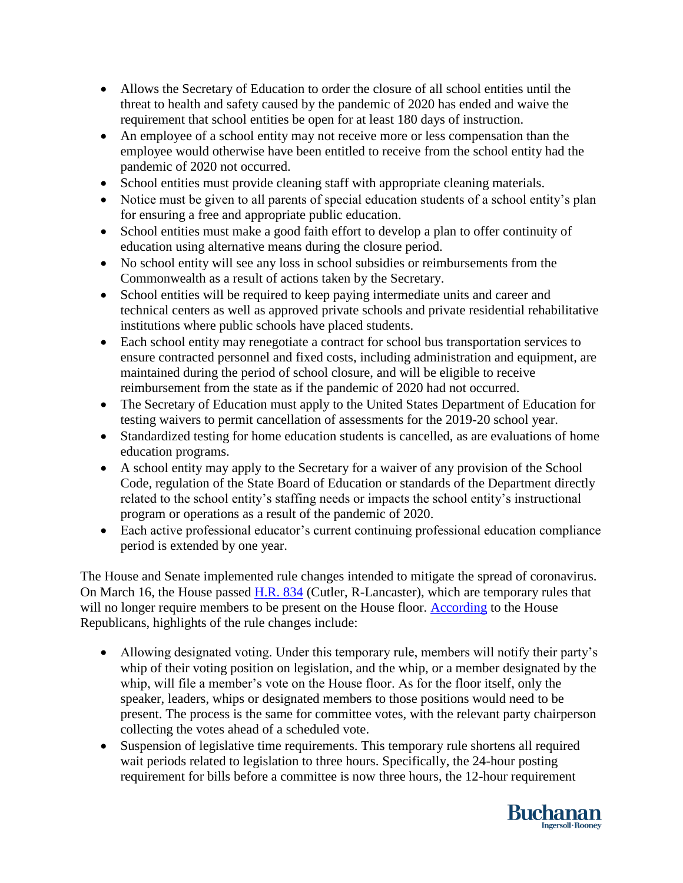- Allows the Secretary of Education to order the closure of all school entities until the threat to health and safety caused by the pandemic of 2020 has ended and waive the requirement that school entities be open for at least 180 days of instruction.
- An employee of a school entity may not receive more or less compensation than the employee would otherwise have been entitled to receive from the school entity had the pandemic of 2020 not occurred.
- School entities must provide cleaning staff with appropriate cleaning materials.
- Notice must be given to all parents of special education students of a school entity's plan for ensuring a free and appropriate public education.
- School entities must make a good faith effort to develop a plan to offer continuity of education using alternative means during the closure period.
- No school entity will see any loss in school subsidies or reimbursements from the Commonwealth as a result of actions taken by the Secretary.
- School entities will be required to keep paying intermediate units and career and technical centers as well as approved private schools and private residential rehabilitative institutions where public schools have placed students.
- Each school entity may renegotiate a contract for school bus transportation services to ensure contracted personnel and fixed costs, including administration and equipment, are maintained during the period of school closure, and will be eligible to receive reimbursement from the state as if the pandemic of 2020 had not occurred.
- The Secretary of Education must apply to the United States Department of Education for testing waivers to permit cancellation of assessments for the 2019-20 school year.
- Standardized testing for home education students is cancelled, as are evaluations of home education programs.
- A school entity may apply to the Secretary for a waiver of any provision of the School Code, regulation of the State Board of Education or standards of the Department directly related to the school entity's staffing needs or impacts the school entity's instructional program or operations as a result of the pandemic of 2020.
- Each active professional educator's current continuing professional education compliance period is extended by one year.

The House and Senate implemented rule changes intended to mitigate the spread of coronavirus. On March 16, the House passed H.R. 834 (Cutler, R-Lancaster), which are temporary rules that will no longer require members to be present on the House floor. According to the House Republicans, highlights of the rule changes include:

- Allowing designated voting. Under this temporary rule, members will notify their party's whip of their voting position on legislation, and the whip, or a member designated by the whip, will file a member's vote on the House floor. As for the floor itself, only the speaker, leaders, whips or designated members to those positions would need to be present. The process is the same for committee votes, with the relevant party chairperson collecting the votes ahead of a scheduled vote.
- Suspension of legislative time requirements. This temporary rule shortens all required wait periods related to legislation to three hours. Specifically, the 24-hour posting requirement for bills before a committee is now three hours, the 12-hour requirement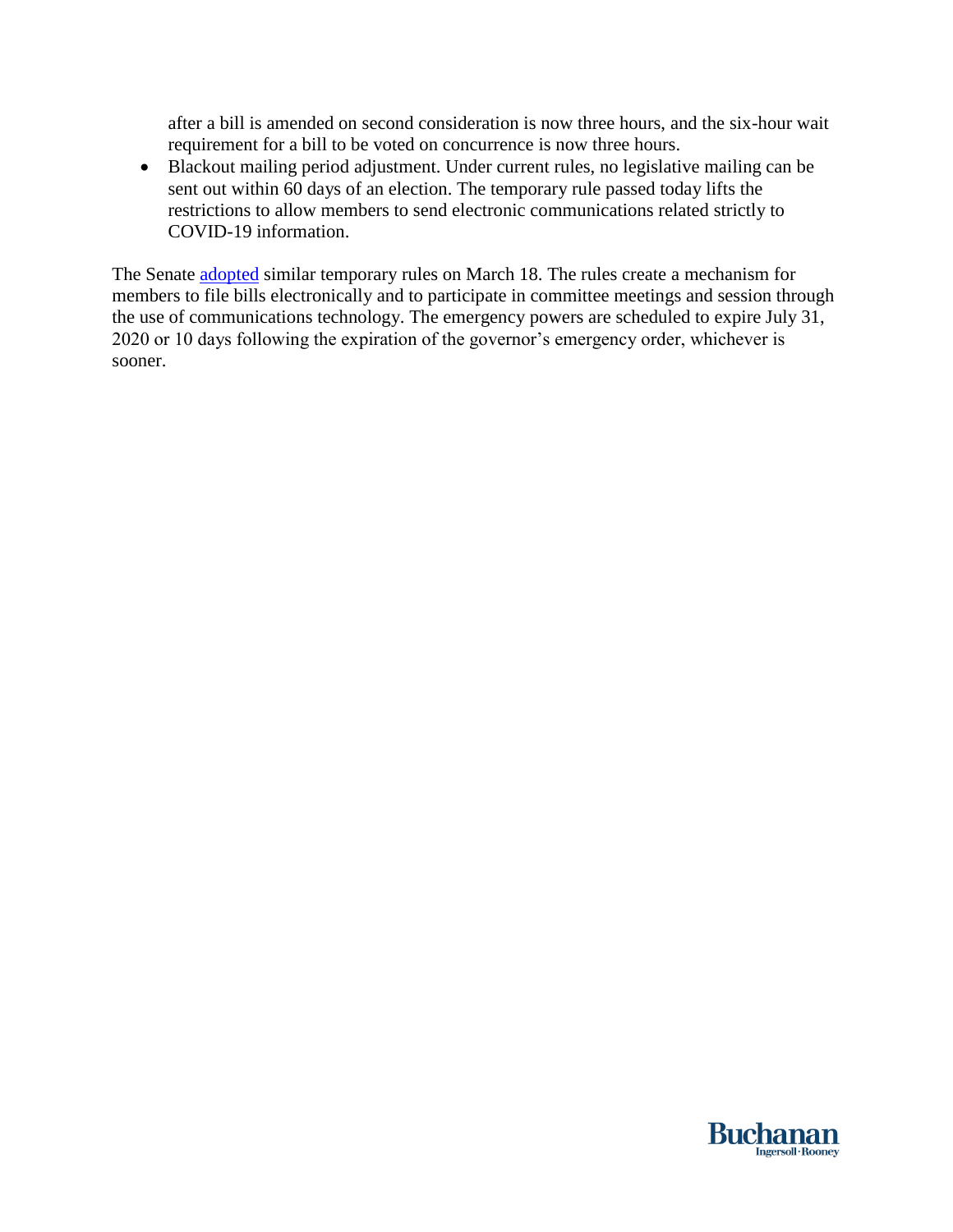after a bill is amended on second consideration is now three hours, and the six-hour wait requirement for a bill to be voted on concurrence is now three hours.

- Blackout mailing period adjustment. Under current rules, no legislative mailing can be sent out within 60 days of an election. The temporary rule passed today lifts the restrictions to allow members to send electronic communications related strictly to COVID-19 information.

The Senate adopted similar temporary rules on March 18. The rules create a mechanism for members to file bills electronically and to participate in committee meetings and session through the use of communications technology. The emergency powers are scheduled to expire July 31, 2020 or 10 days following the expiration of the governor's emergency order, whichever is sooner.